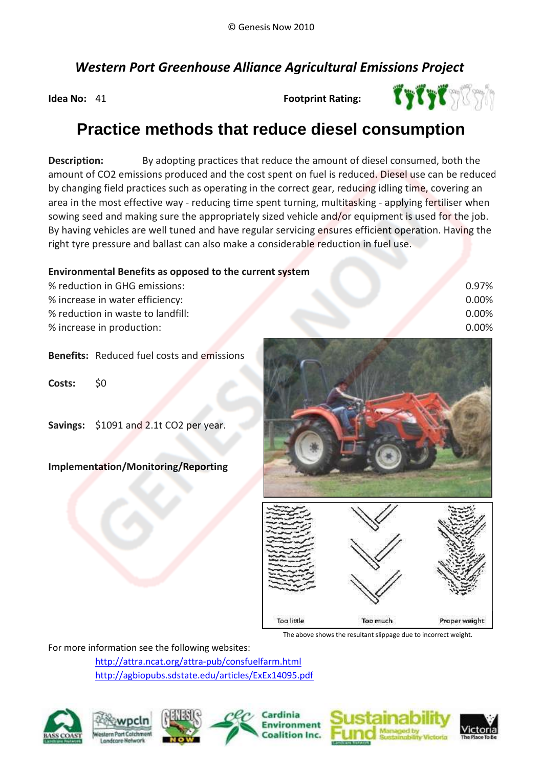© Genesis Now 2010

## *Western Port Greenhouse Alliance Agricultural Emissions Project*

**Idea No:** 41 **Footprint Rating:**

# Practice methods that reduce diesel consumption

**Description:** By adopting practices that reduce the amount of diesel consumed, both the amount of $CO_2$ emissions produced and the cost spent on fuel is reduced. Diesel use can be reduced by changing field practices such as operating in the correct gear, reducing idling time, covering an area in the most effective way - reducing time spent turning, multitasking - applying fertiliser when sowing seed and making sure the appropriately sized vehicle and/or equipment is used for the job. By having vehicles are well tuned and have regular servicing ensures efficient operation. Having the right tyre pressure and ballast can also make a considerable reduction in fuel use.

**Environmental Benefits as opposed to the current system**

| | |
|---|---|
| % reduction in GHG emissions: | 0.97% |
| % increase in water efficiency: | 0.00% |
| % reduction in waste to landfill: | 0.00% |
| % increase in production: | 0.00% |

**Benefits:** Reduced fuel costs and emissions

**Costs:** $0

**Savings:** $1091 and 2.1t $CO_2$ per year.

**Implementation/Monitoring/Reporting**

Too little Too much Proper weight

The above shows the resultant slippage due to incorrect weight.

For more information see the following websites:

http://attra.ncat.org/attra-pub/consfuelfarm.html

http://agbiopubs.sdstate.edu/articles/ExEx14095.pdf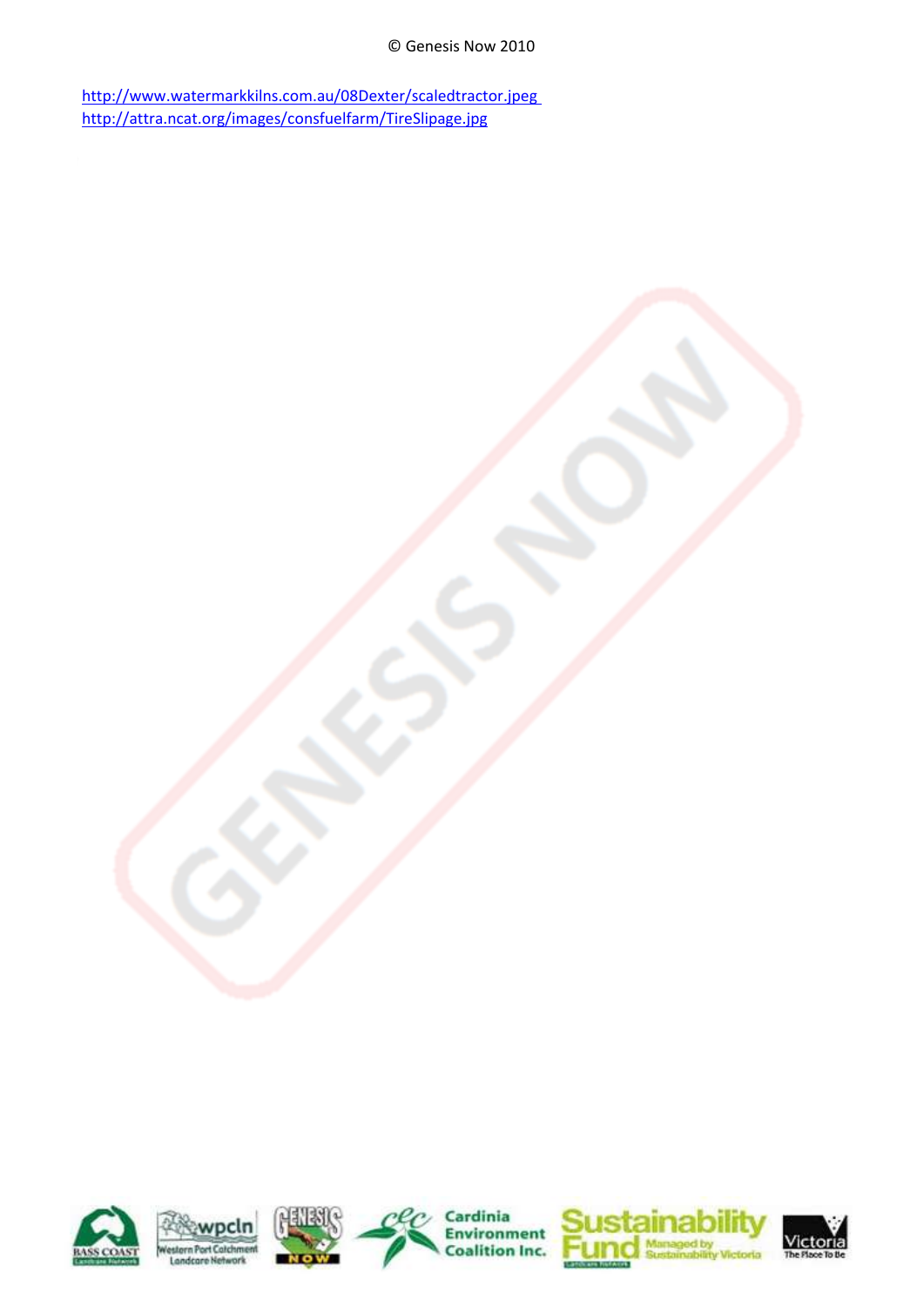http://www.watermarkkilns.com.au/08Dexter/scaledtractor.jpeg
http://attra.ncat.org/images/consfuelfarm/TireSlipage.jpg